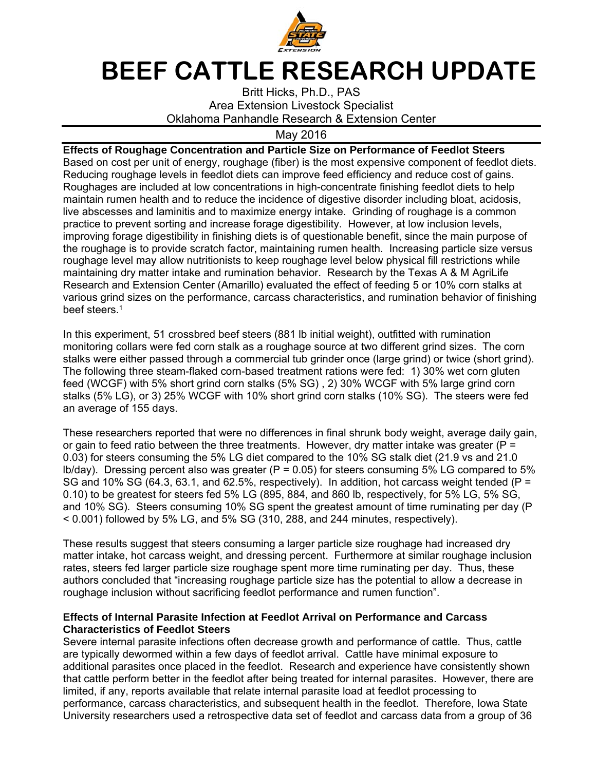# BEEF CATTLE RESEARCH UPDATE

Britt Hicks, Ph.D., PAS
Area Extension Livestock Specialist
Oklahoma Panhandle Research & Extension Center

May 2016

**Effects of Roughage Concentration and Particle Size on Performance of Feedlot Steers**

Based on cost per unit of energy, roughage (fiber) is the most expensive component of feedlot diets. Reducing roughage levels in feedlot diets can improve feed efficiency and reduce cost of gains. Roughages are included at low concentrations in high-concentrate finishing feedlot diets to help maintain rumen health and to reduce the incidence of digestive disorder including bloat, acidosis, live abscesses and laminitis and to maximize energy intake. Grinding of roughage is a common practice to prevent sorting and increase forage digestibility. However, at low inclusion levels, improving forage digestibility in finishing diets is of questionable benefit, since the main purpose of the roughage is to provide scratch factor, maintaining rumen health. Increasing particle size versus roughage level may allow nutritionists to keep roughage level below physical fill restrictions while maintaining dry matter intake and rumination behavior. Research by the Texas A & M AgriLife Research and Extension Center (Amarillo) evaluated the effect of feeding 5 or 10% corn stalks at various grind sizes on the performance, carcass characteristics, and rumination behavior of finishing beef steers.[1]

In this experiment, 51 crossbred beef steers (881 lb initial weight), outfitted with rumination monitoring collars were fed corn stalk as a roughage source at two different grind sizes. The corn stalks were either passed through a commercial tub grinder once (large grind) or twice (short grind). The following three steam-flaked corn-based treatment rations were fed: 1) 30% wet corn gluten feed (WCGF) with 5% short grind corn stalks (5% SG) , 2) 30% WCGF with 5% large grind corn stalks (5% LG), or 3) 25% WCGF with 10% short grind corn stalks (10% SG). The steers were fed an average of 155 days.

These researchers reported that were no differences in final shrunk body weight, average daily gain, or gain to feed ratio between the three treatments. However, dry matter intake was greater ($P = 0.03$) for steers consuming the 5% LG diet compared to the 10% SG stalk diet (21.9 vs and 21.0 lb/day). Dressing percent also was greater ($P = 0.05$) for steers consuming 5% LG compared to 5% SG and 10% SG (64.3, 63.1, and 62.5%, respectively). In addition, hot carcass weight tended ($P = 0.10$) to be greatest for steers fed 5% LG (895, 884, and 860 lb, respectively, for 5% LG, 5% SG, and 10% SG). Steers consuming 10% SG spent the greatest amount of time ruminating per day ($P < 0.001$) followed by 5% LG, and 5% SG (310, 288, and 244 minutes, respectively).

These results suggest that steers consuming a larger particle size roughage had increased dry matter intake, hot carcass weight, and dressing percent. Furthermore at similar roughage inclusion rates, steers fed larger particle size roughage spent more time ruminating per day. Thus, these authors concluded that "increasing roughage particle size has the potential to allow a decrease in roughage inclusion without sacrificing feedlot performance and rumen function".

**Effects of Internal Parasite Infection at Feedlot Arrival on Performance and Carcass Characteristics of Feedlot Steers**

Severe internal parasite infections often decrease growth and performance of cattle. Thus, cattle are typically dewormed within a few days of feedlot arrival. Cattle have minimal exposure to additional parasites once placed in the feedlot. Research and experience have consistently shown that cattle perform better in the feedlot after being treated for internal parasites. However, there are limited, if any, reports available that relate internal parasite load at feedlot processing to performance, carcass characteristics, and subsequent health in the feedlot. Therefore, Iowa State University researchers used a retrospective data set of feedlot and carcass data from a group of 36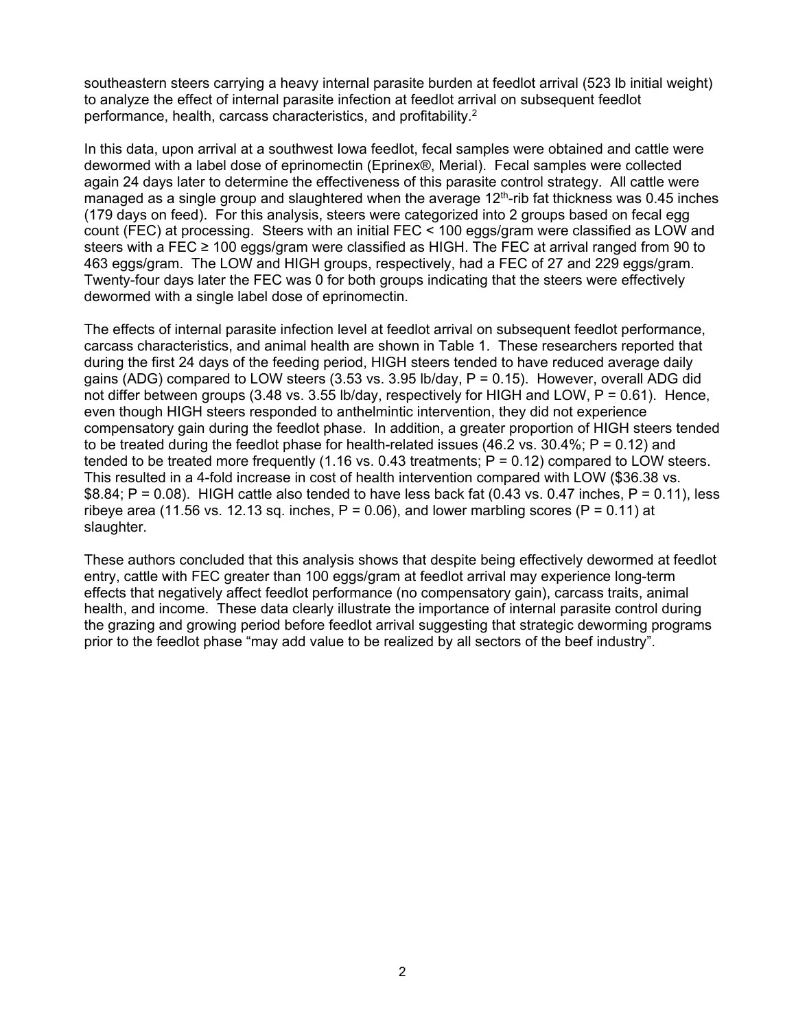southeastern steers carrying a heavy internal parasite burden at feedlot arrival (523 lb initial weight) to analyze the effect of internal parasite infection at feedlot arrival on subsequent feedlot performance, health, carcass characteristics, and profitability.[2]

In this data, upon arrival at a southwest Iowa feedlot, fecal samples were obtained and cattle were dewormed with a label dose of eprinomectin (Eprinex®, Merial). Fecal samples were collected again 24 days later to determine the effectiveness of this parasite control strategy. All cattle were managed as a single group and slaughtered when the average 12$^{th}$-rib fat thickness was 0.45 inches (179 days on feed). For this analysis, steers were categorized into 2 groups based on fecal egg count (FEC) at processing. Steers with an initial FEC < 100 eggs/gram were classified as LOW and steers with a FEC ≥ 100 eggs/gram were classified as HIGH. The FEC at arrival ranged from 90 to 463 eggs/gram. The LOW and HIGH groups, respectively, had a FEC of 27 and 229 eggs/gram. Twenty-four days later the FEC was 0 for both groups indicating that the steers were effectively dewormed with a single label dose of eprinomectin.

The effects of internal parasite infection level at feedlot arrival on subsequent feedlot performance, carcass characteristics, and animal health are shown in Table 1. These researchers reported that during the first 24 days of the feeding period, HIGH steers tended to have reduced average daily gains (ADG) compared to LOW steers (3.53 vs. 3.95 lb/day, $P = 0.15$). However, overall ADG did not differ between groups (3.48 vs. 3.55 lb/day, respectively for HIGH and LOW, $P = 0.61$). Hence, even though HIGH steers responded to anthelmintic intervention, they did not experience compensatory gain during the feedlot phase. In addition, a greater proportion of HIGH steers tended to be treated during the feedlot phase for health-related issues (46.2 vs. 30.4%; $P = 0.12$) and tended to be treated more frequently (1.16 vs. 0.43 treatments; $P = 0.12$) compared to LOW steers. This resulted in a 4-fold increase in cost of health intervention compared with LOW ($36.38 vs. $8.84; $P = 0.08$). HIGH cattle also tended to have less back fat (0.43 vs. 0.47 inches, $P = 0.11$), less ribeye area (11.56 vs. 12.13 sq. inches, $P = 0.06$), and lower marbling scores ($P = 0.11$) at slaughter.

These authors concluded that this analysis shows that despite being effectively dewormed at feedlot entry, cattle with FEC greater than 100 eggs/gram at feedlot arrival may experience long-term effects that negatively affect feedlot performance (no compensatory gain), carcass traits, animal health, and income. These data clearly illustrate the importance of internal parasite control during the grazing and growing period before feedlot arrival suggesting that strategic deworming programs prior to the feedlot phase "may add value to be realized by all sectors of the beef industry".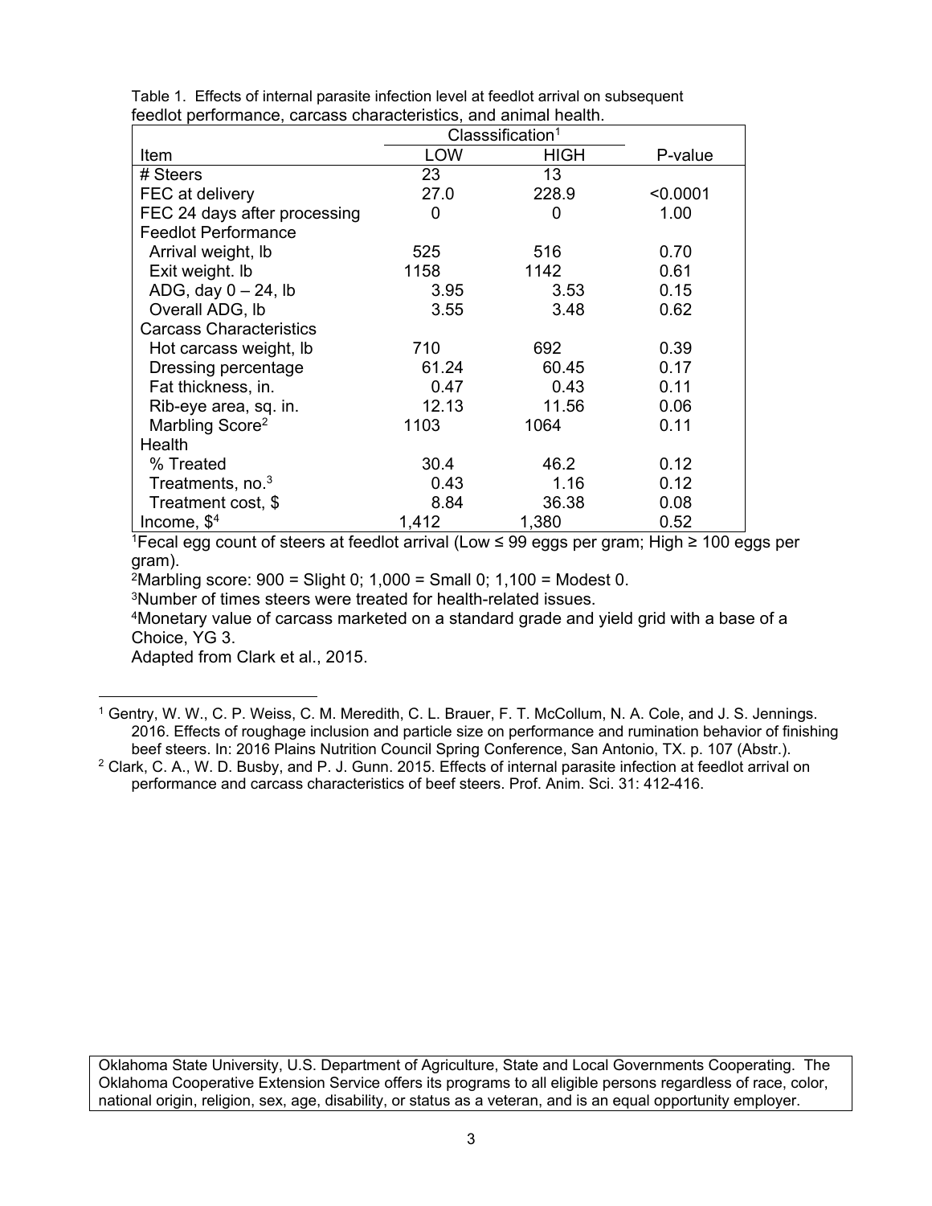Table 1. Effects of internal parasite infection level at feedlot arrival on subsequent feedlot performance, carcass characteristics, and animal health.

| Item | Classsification[1] | | P-value |
|---|---|---|---|
| | LOW | HIGH | |
| # Steers | 23 | 13 | |
| FEC at delivery | 27.0 | 228.9 | <0.0001 |
| FEC 24 days after processing | 0 | 0 | 1.00 |
| Feedlot Performance | | | |
| Arrival weight, lb | 525 | 516 | 0.70 |
| Exit weight. lb | 1158 | 1142 | 0.61 |
| ADG, day 0 – 24, lb | 3.95 | 3.53 | 0.15 |
| Overall ADG, lb | 3.55 | 3.48 | 0.62 |
| Carcass Characteristics | | | |
| Hot carcass weight, lb | 710 | 692 | 0.39 |
| Dressing percentage | 61.24 | 60.45 | 0.17 |
| Fat thickness, in. | 0.47 | 0.43 | 0.11 |
| Rib-eye area, sq. in. | 12.13 | 11.56 | 0.06 |
| Marbling Score[2] | 1103 | 1064 | 0.11 |
| Health | | | |
| % Treated | 30.4 | 46.2 | 0.12 |
| Treatments, no.[3] | 0.43 | 1.16 | 0.12 |
| Treatment cost, $ | 8.84 | 36.38 | 0.08 |
| Income, $[4] | 1,412 | 1,380 | 0.52 |

[1]Fecal egg count of steers at feedlot arrival (Low ≤ 99 eggs per gram; High ≥ 100 eggs per gram).

[2]Marbling score: 900 = Slight 0; 1,000 = Small 0; 1,100 = Modest 0.

[3]Number of times steers were treated for health-related issues.

[4]Monetary value of carcass marketed on a standard grade and yield grid with a base of a Choice, YG 3.

Adapted from Clark et al., 2015.

---

[1] Gentry, W. W., C. P. Weiss, C. M. Meredith, C. L. Brauer, F. T. McCollum, N. A. Cole, and J. S. Jennings. 2016. Effects of roughage inclusion and particle size on performance and rumination behavior of finishing beef steers. In: 2016 Plains Nutrition Council Spring Conference, San Antonio, TX. p. 107 (Abstr.).

[2] Clark, C. A., W. D. Busby, and P. J. Gunn. 2015. Effects of internal parasite infection at feedlot arrival on performance and carcass characteristics of beef steers. Prof. Anim. Sci. 31: 412-416.

Oklahoma State University, U.S. Department of Agriculture, State and Local Governments Cooperating. The Oklahoma Cooperative Extension Service offers its programs to all eligible persons regardless of race, color, national origin, religion, sex, age, disability, or status as a veteran, and is an equal opportunity employer.